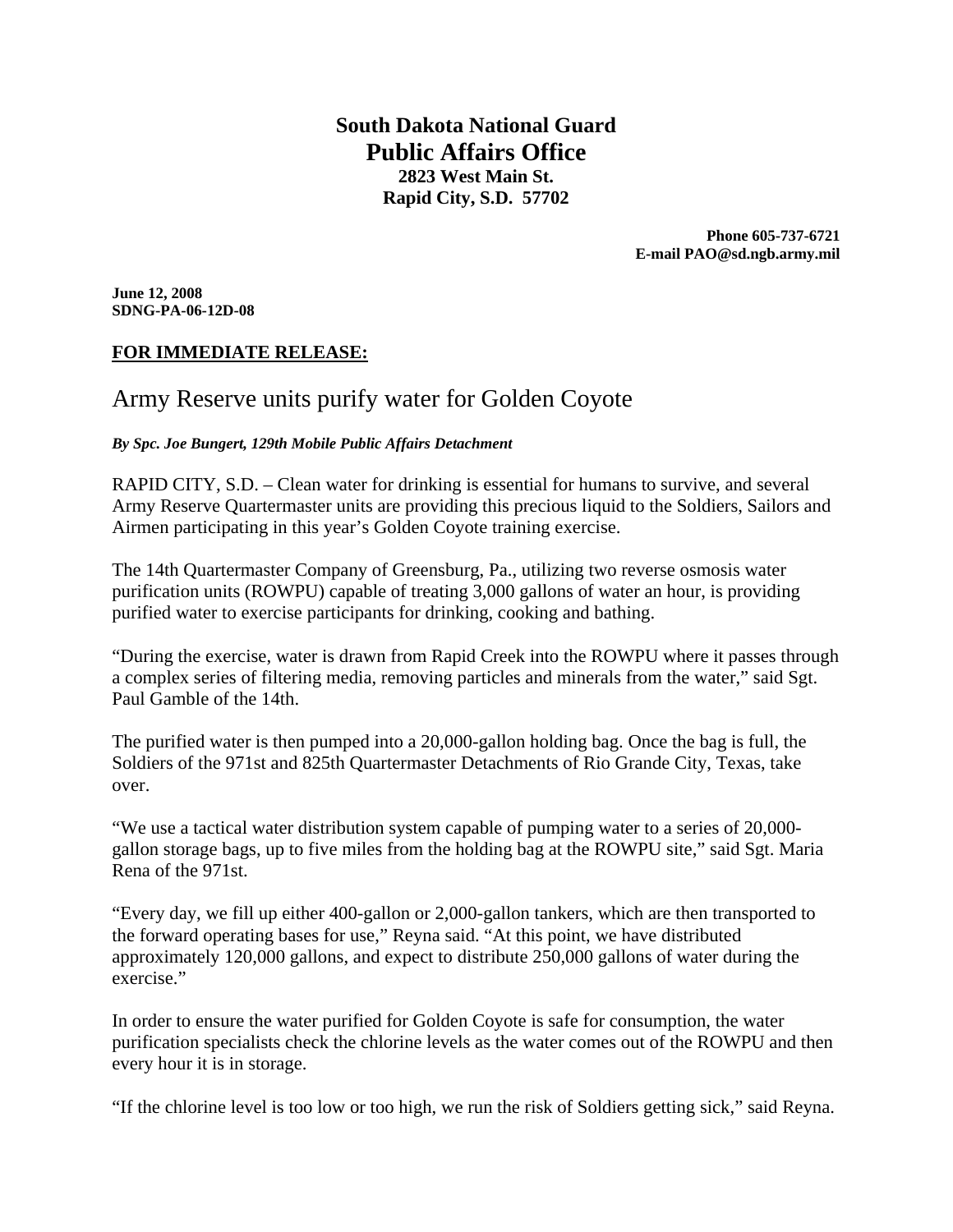**South Dakota National Guard**
# Public Affairs Office
**2823 West Main St.**
**Rapid City, S.D. 57702**

**Phone 605-737-6721**
**E-mail PAO@sd.ngb.army.mil**

**June 12, 2008**
**SDNG-PA-06-12D-08**

**FOR IMMEDIATE RELEASE:**

## Army Reserve units purify water for Golden Coyote

***By Spc. Joe Bungert, 129th Mobile Public Affairs Detachment***

RAPID CITY, S.D. – Clean water for drinking is essential for humans to survive, and several Army Reserve Quartermaster units are providing this precious liquid to the Soldiers, Sailors and Airmen participating in this year's Golden Coyote training exercise.

The 14th Quartermaster Company of Greensburg, Pa., utilizing two reverse osmosis water purification units (ROWPU) capable of treating 3,000 gallons of water an hour, is providing purified water to exercise participants for drinking, cooking and bathing.

"During the exercise, water is drawn from Rapid Creek into the ROWPU where it passes through a complex series of filtering media, removing particles and minerals from the water," said Sgt. Paul Gamble of the 14th.

The purified water is then pumped into a 20,000-gallon holding bag. Once the bag is full, the Soldiers of the 971st and 825th Quartermaster Detachments of Rio Grande City, Texas, take over.

"We use a tactical water distribution system capable of pumping water to a series of 20,000-gallon storage bags, up to five miles from the holding bag at the ROWPU site," said Sgt. Maria Rena of the 971st.

"Every day, we fill up either 400-gallon or 2,000-gallon tankers, which are then transported to the forward operating bases for use," Reyna said. "At this point, we have distributed approximately 120,000 gallons, and expect to distribute 250,000 gallons of water during the exercise."

In order to ensure the water purified for Golden Coyote is safe for consumption, the water purification specialists check the chlorine levels as the water comes out of the ROWPU and then every hour it is in storage.

"If the chlorine level is too low or too high, we run the risk of Soldiers getting sick," said Reyna.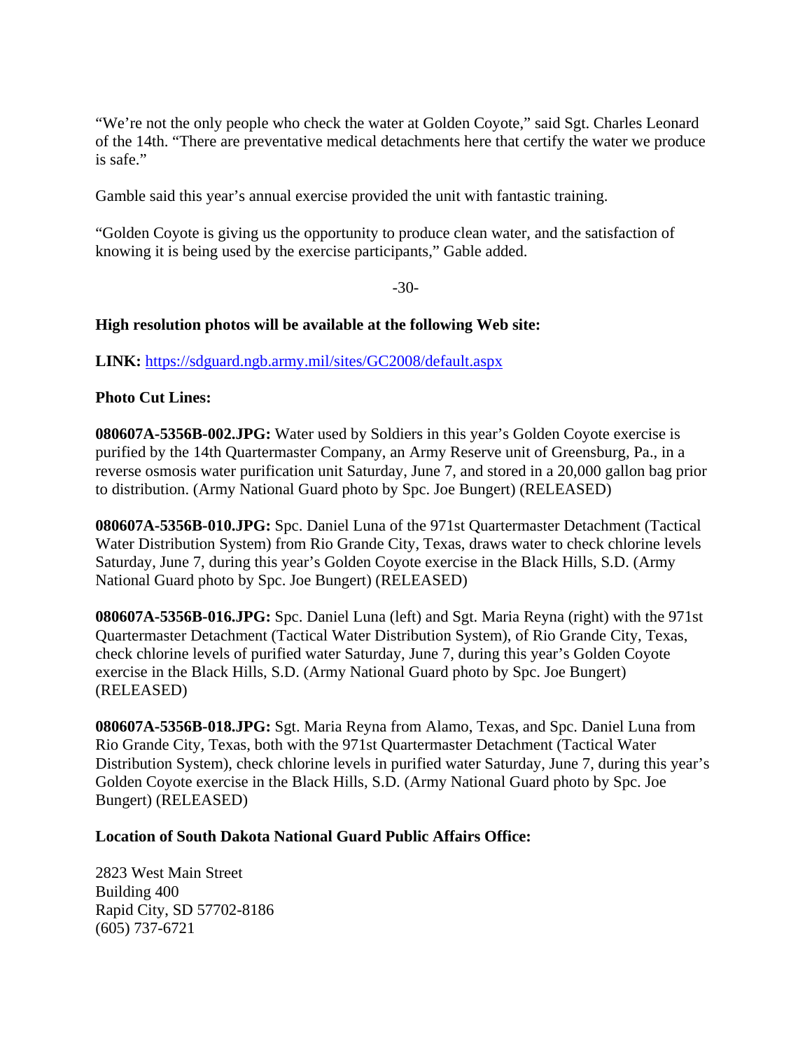"We're not the only people who check the water at Golden Coyote," said Sgt. Charles Leonard of the 14th. "There are preventative medical detachments here that certify the water we produce is safe."

Gamble said this year's annual exercise provided the unit with fantastic training.

"Golden Coyote is giving us the opportunity to produce clean water, and the satisfaction of knowing it is being used by the exercise participants," Gable added.

-30-

**High resolution photos will be available at the following Web site:**

**LINK:** https://sdguard.ngb.army.mil/sites/GC2008/default.aspx

**Photo Cut Lines:**

**080607A-5356B-002.JPG:** Water used by Soldiers in this year's Golden Coyote exercise is purified by the 14th Quartermaster Company, an Army Reserve unit of Greensburg, Pa., in a reverse osmosis water purification unit Saturday, June 7, and stored in a 20,000 gallon bag prior to distribution. (Army National Guard photo by Spc. Joe Bungert) (RELEASED)

**080607A-5356B-010.JPG:** Spc. Daniel Luna of the 971st Quartermaster Detachment (Tactical Water Distribution System) from Rio Grande City, Texas, draws water to check chlorine levels Saturday, June 7, during this year's Golden Coyote exercise in the Black Hills, S.D. (Army National Guard photo by Spc. Joe Bungert) (RELEASED)

**080607A-5356B-016.JPG:** Spc. Daniel Luna (left) and Sgt. Maria Reyna (right) with the 971st Quartermaster Detachment (Tactical Water Distribution System), of Rio Grande City, Texas, check chlorine levels of purified water Saturday, June 7, during this year's Golden Coyote exercise in the Black Hills, S.D. (Army National Guard photo by Spc. Joe Bungert) (RELEASED)

**080607A-5356B-018.JPG:** Sgt. Maria Reyna from Alamo, Texas, and Spc. Daniel Luna from Rio Grande City, Texas, both with the 971st Quartermaster Detachment (Tactical Water Distribution System), check chlorine levels in purified water Saturday, June 7, during this year's Golden Coyote exercise in the Black Hills, S.D. (Army National Guard photo by Spc. Joe Bungert) (RELEASED)

**Location of South Dakota National Guard Public Affairs Office:**

2823 West Main Street
Building 400
Rapid City, SD 57702-8186
(605) 737-6721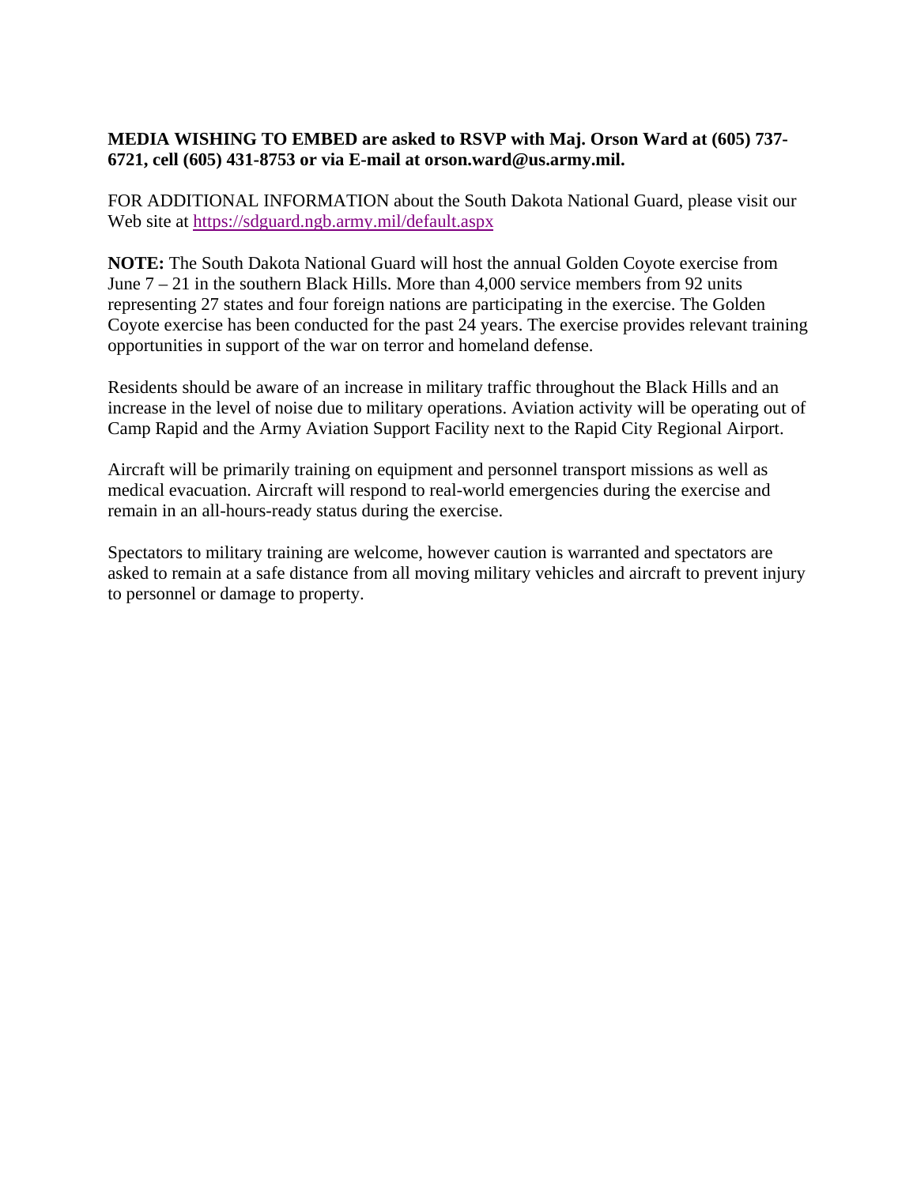**MEDIA WISHING TO EMBED are asked to RSVP with Maj. Orson Ward at (605) 737-6721, cell (605) 431-8753 or via E-mail at orson.ward@us.army.mil.**

FOR ADDITIONAL INFORMATION about the South Dakota National Guard, please visit our Web site at https://sdguard.ngb.army.mil/default.aspx

**NOTE:** The South Dakota National Guard will host the annual Golden Coyote exercise from June 7 – 21 in the southern Black Hills. More than 4,000 service members from 92 units representing 27 states and four foreign nations are participating in the exercise. The Golden Coyote exercise has been conducted for the past 24 years. The exercise provides relevant training opportunities in support of the war on terror and homeland defense.

Residents should be aware of an increase in military traffic throughout the Black Hills and an increase in the level of noise due to military operations. Aviation activity will be operating out of Camp Rapid and the Army Aviation Support Facility next to the Rapid City Regional Airport.

Aircraft will be primarily training on equipment and personnel transport missions as well as medical evacuation. Aircraft will respond to real-world emergencies during the exercise and remain in an all-hours-ready status during the exercise.

Spectators to military training are welcome, however caution is warranted and spectators are asked to remain at a safe distance from all moving military vehicles and aircraft to prevent injury to personnel or damage to property.